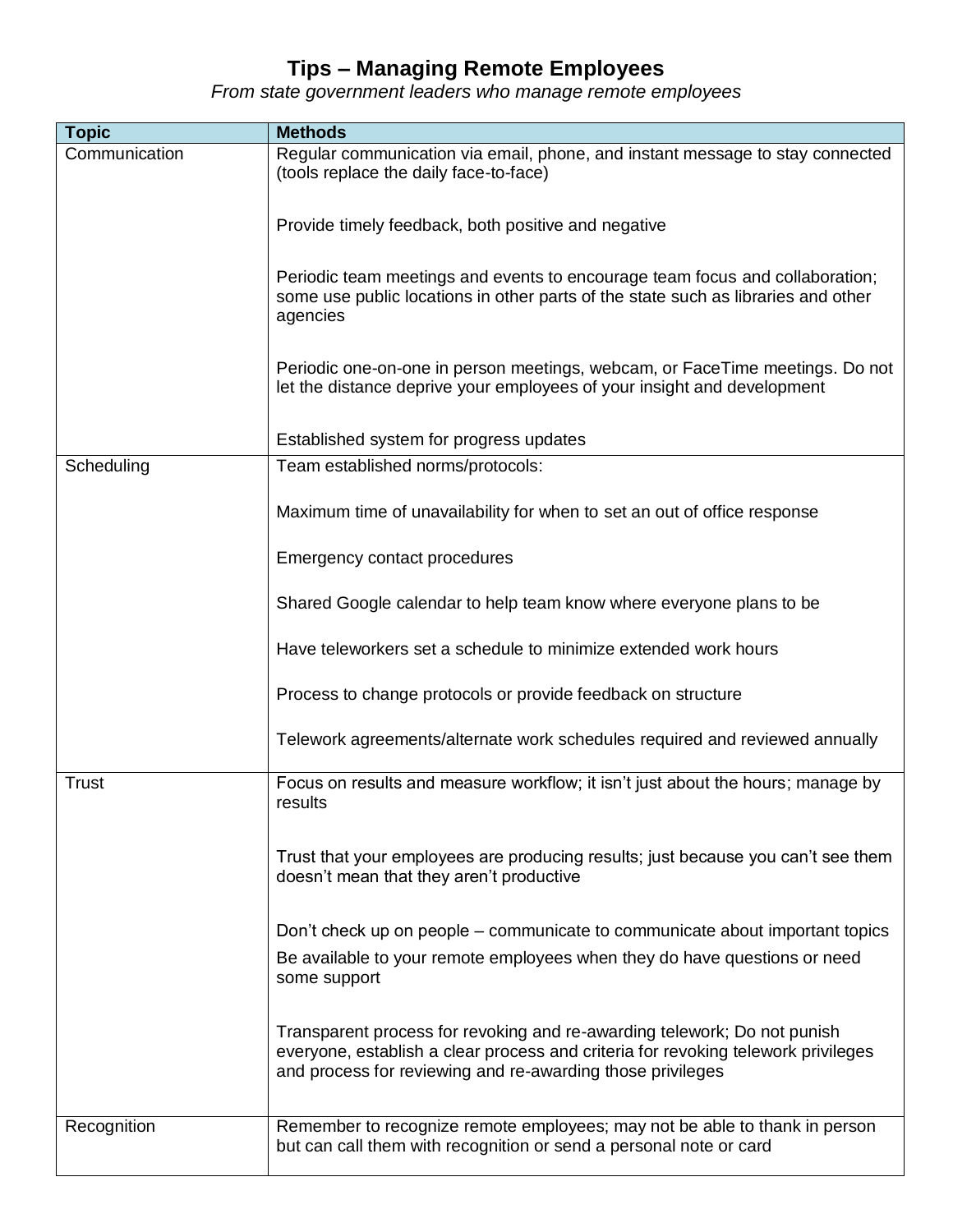# Tips – Managing Remote Employees

*From state government leaders who manage remote employees*

| Topic | Methods |
|---|---|
| Communication | Regular communication via email, phone, and instant message to stay connected (tools replace the daily face-to-face)<br><br>Provide timely feedback, both positive and negative<br><br>Periodic team meetings and events to encourage team focus and collaboration; some use public locations in other parts of the state such as libraries and other agencies<br><br>Periodic one-on-one in person meetings, webcam, or FaceTime meetings. Do not let the distance deprive your employees of your insight and development<br><br>Established system for progress updates |
| Scheduling | Team established norms/protocols:<br><br>Maximum time of unavailability for when to set an out of office response<br><br>Emergency contact procedures<br><br>Shared Google calendar to help team know where everyone plans to be<br><br>Have teleworkers set a schedule to minimize extended work hours<br><br>Process to change protocols or provide feedback on structure<br><br>Telework agreements/alternate work schedules required and reviewed annually |
| Trust | Focus on results and measure workflow; it isn't just about the hours; manage by results<br><br>Trust that your employees are producing results; just because you can't see them doesn't mean that they aren't productive<br><br>Don't check up on people – communicate to communicate about important topics<br>Be available to your remote employees when they do have questions or need some support<br><br>Transparent process for revoking and re-awarding telework; Do not punish everyone, establish a clear process and criteria for revoking telework privileges and process for reviewing and re-awarding those privileges |
| Recognition | Remember to recognize remote employees; may not be able to thank in person but can call them with recognition or send a personal note or card |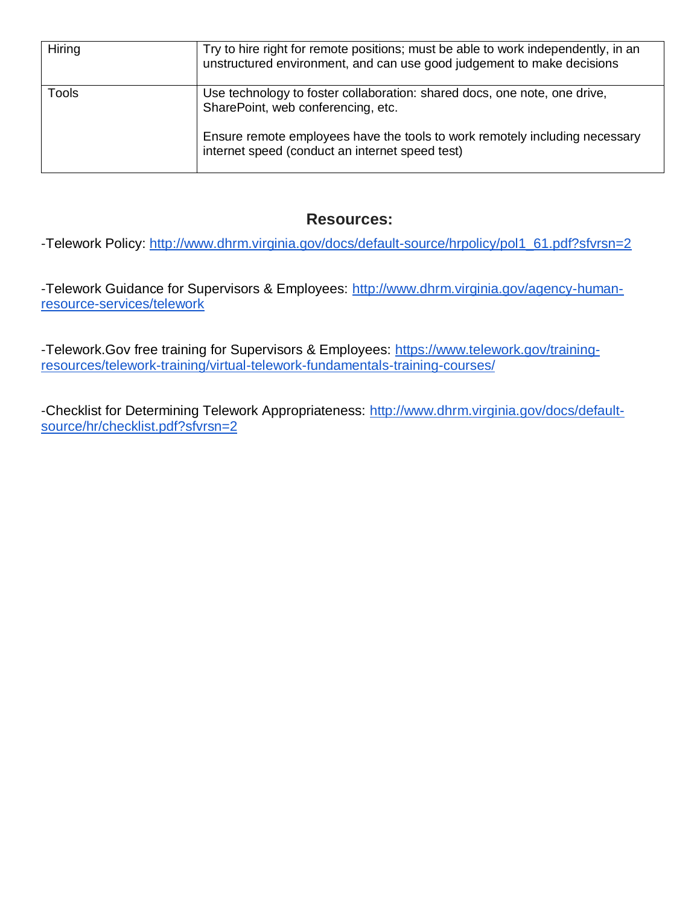| | |
|---|---|
| Hiring | Try to hire right for remote positions; must be able to work independently, in an unstructured environment, and can use good judgement to make decisions |
| Tools | Use technology to foster collaboration: shared docs, one note, one drive, SharePoint, web conferencing, etc.<br><br>Ensure remote employees have the tools to work remotely including necessary internet speed (conduct an internet speed test) |

## Resources:

-Telework Policy: http://www.dhrm.virginia.gov/docs/default-source/hrpolicy/pol1_61.pdf?sfvrsn=2

-Telework Guidance for Supervisors & Employees: http://www.dhrm.virginia.gov/agency-human-resource-services/telework

-Telework.Gov free training for Supervisors & Employees: https://www.telework.gov/training-resources/telework-training/virtual-telework-fundamentals-training-courses/

-Checklist for Determining Telework Appropriateness: http://www.dhrm.virginia.gov/docs/default-source/hr/checklist.pdf?sfvrsn=2